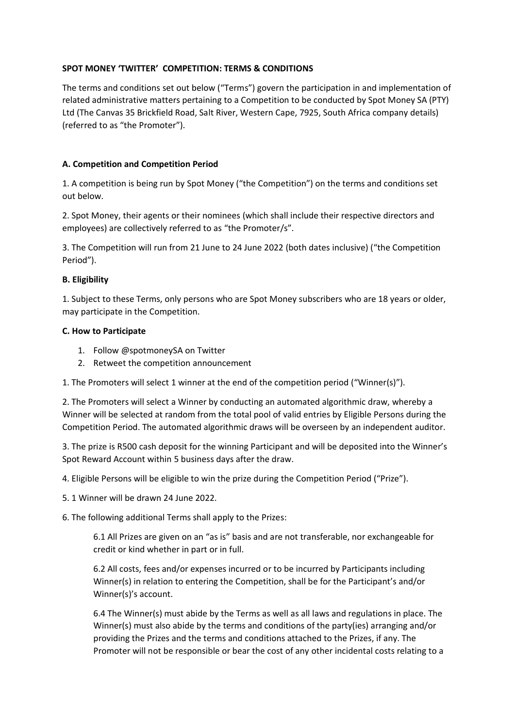**SPOT MONEY 'TWITTER' COMPETITION: TERMS & CONDITIONS**

The terms and conditions set out below ("Terms") govern the participation in and implementation of related administrative matters pertaining to a Competition to be conducted by Spot Money SA (PTY) Ltd (The Canvas 35 Brickfield Road, Salt River, Western Cape, 7925, South Africa company details) (referred to as "the Promoter").

**A. Competition and Competition Period**

1. A competition is being run by Spot Money ("the Competition") on the terms and conditions set out below.

2. Spot Money, their agents or their nominees (which shall include their respective directors and employees) are collectively referred to as "the Promoter/s".

3. The Competition will run from 21 June to 24 June 2022 (both dates inclusive) ("the Competition Period").

**B. Eligibility**

1. Subject to these Terms, only persons who are Spot Money subscribers who are 18 years or older, may participate in the Competition.

**C. How to Participate**

1. Follow @spotmoneySA on Twitter
2. Retweet the competition announcement

1. The Promoters will select 1 winner at the end of the competition period ("Winner(s)").

2. The Promoters will select a Winner by conducting an automated algorithmic draw, whereby a Winner will be selected at random from the total pool of valid entries by Eligible Persons during the Competition Period. The automated algorithmic draws will be overseen by an independent auditor.

3. The prize is R500 cash deposit for the winning Participant and will be deposited into the Winner's Spot Reward Account within 5 business days after the draw.

4. Eligible Persons will be eligible to win the prize during the Competition Period ("Prize").

5. 1 Winner will be drawn 24 June 2022.

6. The following additional Terms shall apply to the Prizes:

   6.1 All Prizes are given on an "as is" basis and are not transferable, nor exchangeable for credit or kind whether in part or in full.

   6.2 All costs, fees and/or expenses incurred or to be incurred by Participants including Winner(s) in relation to entering the Competition, shall be for the Participant's and/or Winner(s)'s account.

   6.4 The Winner(s) must abide by the Terms as well as all laws and regulations in place. The Winner(s) must also abide by the terms and conditions of the party(ies) arranging and/or providing the Prizes and the terms and conditions attached to the Prizes, if any. The Promoter will not be responsible or bear the cost of any other incidental costs relating to a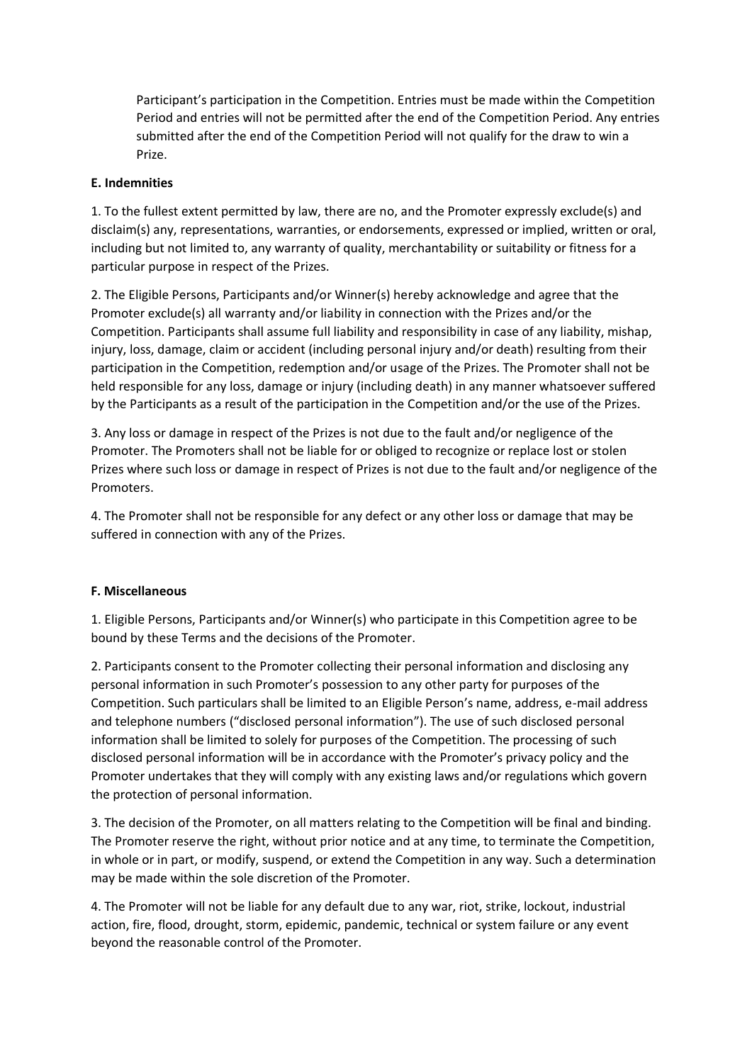Participant's participation in the Competition. Entries must be made within the Competition Period and entries will not be permitted after the end of the Competition Period. Any entries submitted after the end of the Competition Period will not qualify for the draw to win a Prize.

**E. Indemnities**

1. To the fullest extent permitted by law, there are no, and the Promoter expressly exclude(s) and disclaim(s) any, representations, warranties, or endorsements, expressed or implied, written or oral, including but not limited to, any warranty of quality, merchantability or suitability or fitness for a particular purpose in respect of the Prizes.

2. The Eligible Persons, Participants and/or Winner(s) hereby acknowledge and agree that the Promoter exclude(s) all warranty and/or liability in connection with the Prizes and/or the Competition. Participants shall assume full liability and responsibility in case of any liability, mishap, injury, loss, damage, claim or accident (including personal injury and/or death) resulting from their participation in the Competition, redemption and/or usage of the Prizes. The Promoter shall not be held responsible for any loss, damage or injury (including death) in any manner whatsoever suffered by the Participants as a result of the participation in the Competition and/or the use of the Prizes.

3. Any loss or damage in respect of the Prizes is not due to the fault and/or negligence of the Promoter. The Promoters shall not be liable for or obliged to recognize or replace lost or stolen Prizes where such loss or damage in respect of Prizes is not due to the fault and/or negligence of the Promoters.

4. The Promoter shall not be responsible for any defect or any other loss or damage that may be suffered in connection with any of the Prizes.

**F. Miscellaneous**

1. Eligible Persons, Participants and/or Winner(s) who participate in this Competition agree to be bound by these Terms and the decisions of the Promoter.

2. Participants consent to the Promoter collecting their personal information and disclosing any personal information in such Promoter's possession to any other party for purposes of the Competition. Such particulars shall be limited to an Eligible Person's name, address, e-mail address and telephone numbers ("disclosed personal information"). The use of such disclosed personal information shall be limited to solely for purposes of the Competition. The processing of such disclosed personal information will be in accordance with the Promoter's privacy policy and the Promoter undertakes that they will comply with any existing laws and/or regulations which govern the protection of personal information.

3. The decision of the Promoter, on all matters relating to the Competition will be final and binding. The Promoter reserve the right, without prior notice and at any time, to terminate the Competition, in whole or in part, or modify, suspend, or extend the Competition in any way. Such a determination may be made within the sole discretion of the Promoter.

4. The Promoter will not be liable for any default due to any war, riot, strike, lockout, industrial action, fire, flood, drought, storm, epidemic, pandemic, technical or system failure or any event beyond the reasonable control of the Promoter.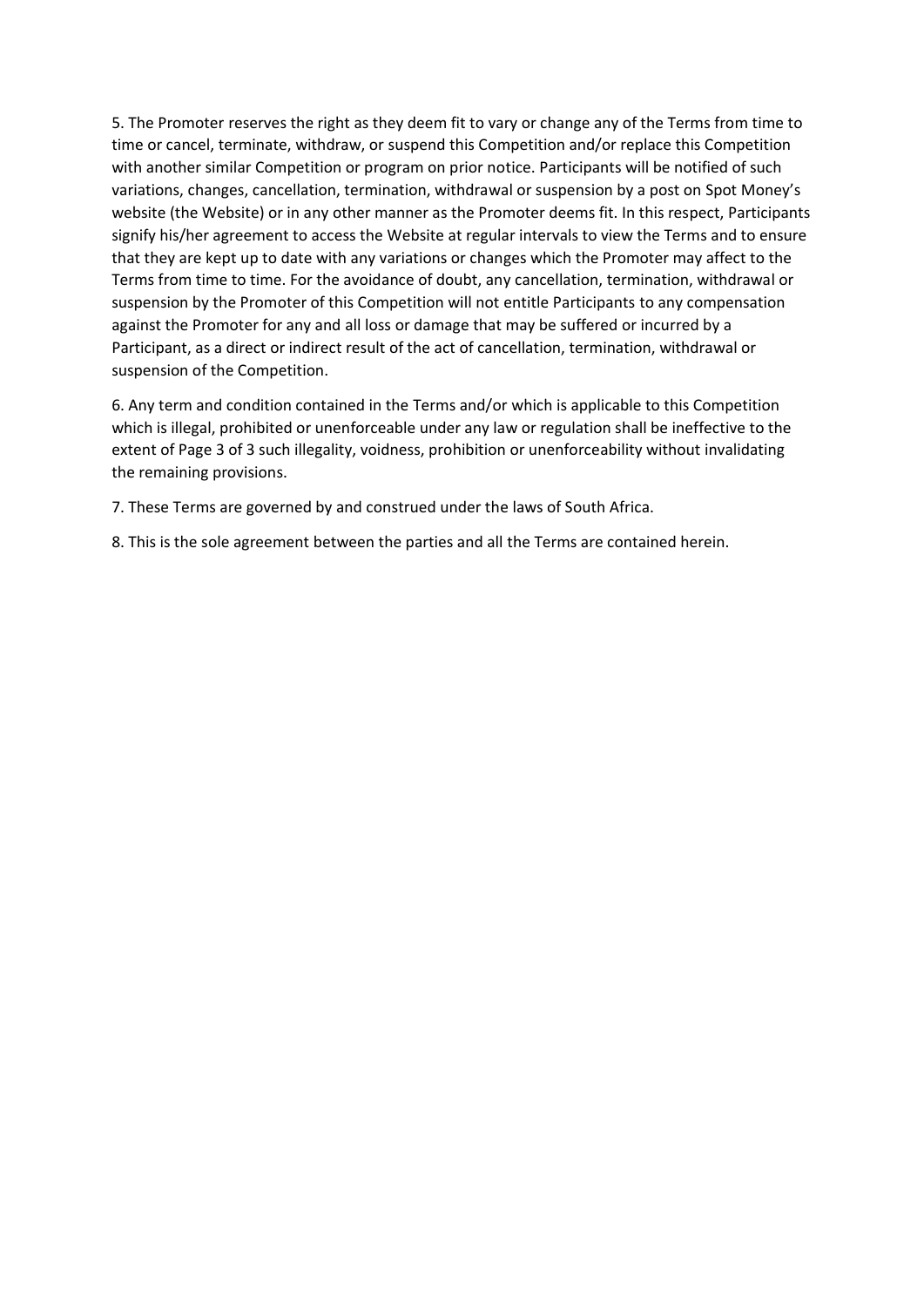5. The Promoter reserves the right as they deem fit to vary or change any of the Terms from time to time or cancel, terminate, withdraw, or suspend this Competition and/or replace this Competition with another similar Competition or program on prior notice. Participants will be notified of such variations, changes, cancellation, termination, withdrawal or suspension by a post on Spot Money's website (the Website) or in any other manner as the Promoter deems fit. In this respect, Participants signify his/her agreement to access the Website at regular intervals to view the Terms and to ensure that they are kept up to date with any variations or changes which the Promoter may affect to the Terms from time to time. For the avoidance of doubt, any cancellation, termination, withdrawal or suspension by the Promoter of this Competition will not entitle Participants to any compensation against the Promoter for any and all loss or damage that may be suffered or incurred by a Participant, as a direct or indirect result of the act of cancellation, termination, withdrawal or suspension of the Competition.

6. Any term and condition contained in the Terms and/or which is applicable to this Competition which is illegal, prohibited or unenforceable under any law or regulation shall be ineffective to the extent of such illegality, voidness, prohibition or unenforceability without invalidating the remaining provisions.

7. These Terms are governed by and construed under the laws of South Africa.

8. This is the sole agreement between the parties and all the Terms are contained herein.